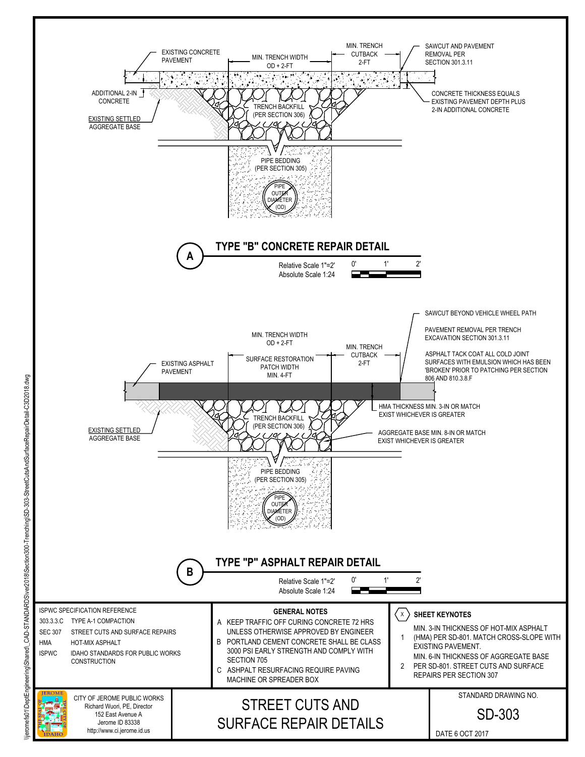## A — TYPE "B" CONCRETE REPAIR DETAIL

Relative Scale 1"=2'
Absolute Scale 1:24

0' 1' 2'

- EXISTING CONCRETE PAVEMENT
- MIN. TRENCH WIDTH OD + 2-FT
- MIN. TRENCH CUTBACK 2-FT
- SAWCUT AND PAVEMENT REMOVAL PER SECTION 301.3.11
- ADDITIONAL 2-IN CONCRETE
- CONCRETE THICKNESS EQUALS EXISTING PAVEMENT DEPTH PLUS 2-IN ADDITIONAL CONCRETE
- EXISTING SETTLED AGGREGATE BASE
- TRENCH BACKFILL (PER SECTION 306)
- PIPE BEDDING (PER SECTION 305)
- PIPE OUTER DIAMETER (OD)

## B — TYPE "P" ASPHALT REPAIR DETAIL

Relative Scale 1"=2'
Absolute Scale 1:24

0' 1' 2'

- SAWCUT BEYOND VEHICLE WHEEL PATH
- PAVEMENT REMOVAL PER TRENCH EXCAVATION SECTION 301.3.11
- ASPHALT TACK COAT ALL COLD JOINT SURFACES WITH EMULSION WHICH HAS BEEN 'BROKEN' PRIOR TO PATCHING PER SECTION 806 AND 810.3.8.F
- MIN. TRENCH WIDTH OD + 2-FT
- MIN. TRENCH CUTBACK 2-FT
- SURFACE RESTORATION PATCH WIDTH MIN. 4-FT
- EXISTING ASPHALT PAVEMENT
- HMA THICKNESS MIN. 3-IN OR MATCH EXIST WHICHEVER IS GREATER
- AGGREGATE BASE MIN. 8-IN OR MATCH EXIST WHICHEVER IS GREATER
- EXISTING SETTLED AGGREGATE BASE
- TRENCH BACKFILL (PER SECTION 306)
- PIPE BEDDING (PER SECTION 305)
- PIPE OUTER DIAMETER (OD)

### ISPWC SPECIFICATION REFERENCE

| | |
|---|---|
| 303.3.3.C | TYPE A-1 COMPACTION |
| SEC 307 | STREET CUTS AND SURFACE REPAIRS |
| HMA | HOT-MIX ASPHALT |
| ISPWC | IDAHO STANDARDS FOR PUBLIC WORKS CONSTRUCTION |

### GENERAL NOTES

A. KEEP TRAFFIC OFF CURING CONCRETE 72 HRS UNLESS OTHERWISE APPROVED BY ENGINEER
B. PORTLAND CEMENT CONCRETE SHALL BE CLASS 3000 PSI EARLY STRENGTH AND COMPLY WITH SECTION 705
C. ASHPALT RESURFACING REQUIRE PAVING MACHINE OR SPREADER BOX

### SHEET KEYNOTES

1. MIN. 3-IN THICKNESS OF HOT-MIX ASPHALT (HMA) PER SD-801. MATCH CROSS-SLOPE WITH EXISTING PAVEMENT.
2. MIN. 6-IN THICKNESS OF AGGREGATE BASE PER SD-801. STREET CUTS AND SURFACE REPAIRS PER SECTION 307

CITY OF JEROME PUBLIC WORKS
Richard Wuori, PE, Director
152 East Avenue A
Jerome ID 83338
http://www.ci.jerome.id.us

# STREET CUTS AND SURFACE REPAIR DETAILS

STANDARD DRAWING NO.
SD-303
DATE 6 OCT 2017

\\jeromefs01\DeptEngineering\Shared\_CAD-STANDARDS\ver2018\Section300-Trenching\SD-303-StreetCutsAndSurfaceRepairDetail-C3D2018.dwg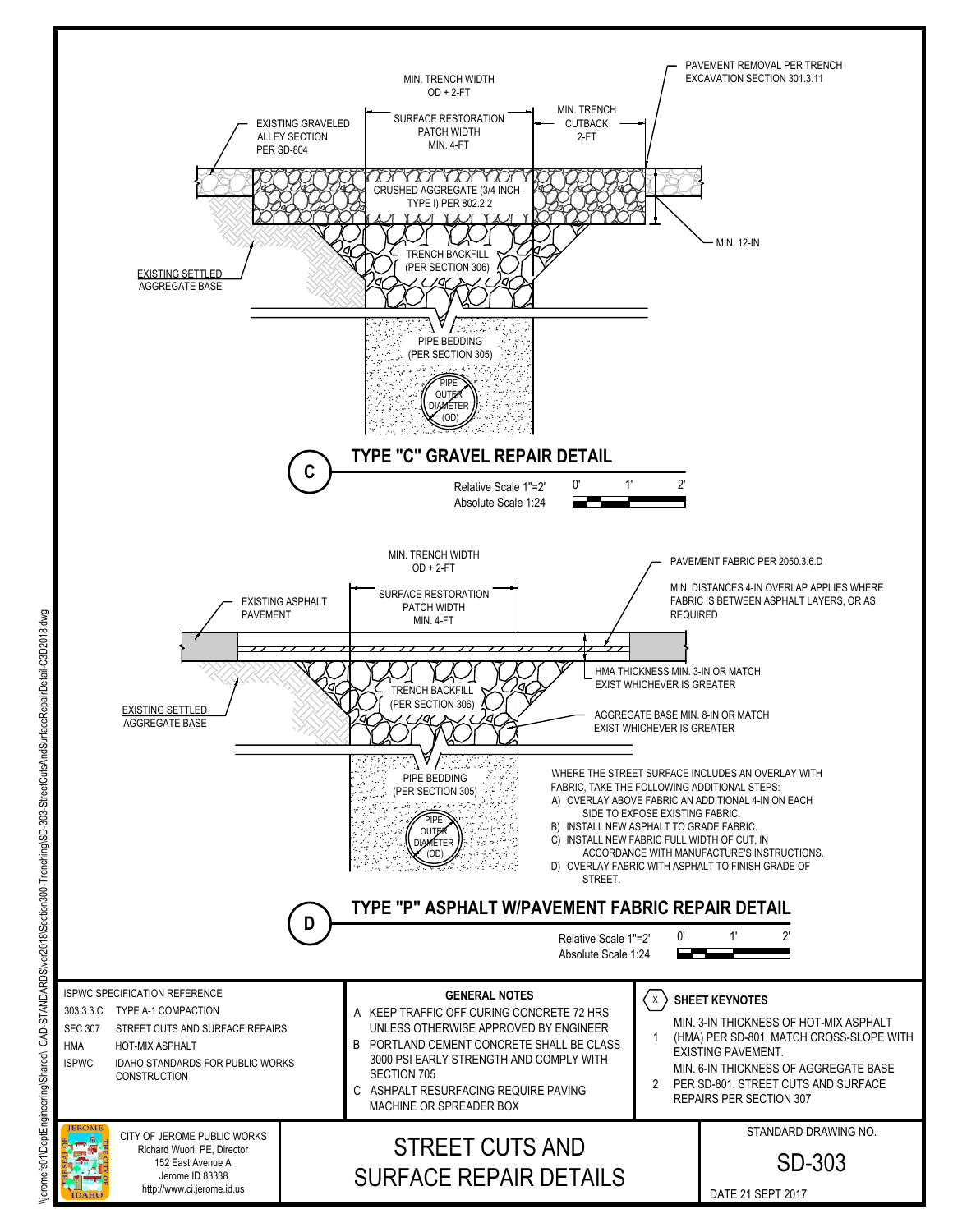PAVEMENT REMOVAL PER TRENCH EXCAVATION SECTION 301.3.11

MIN. TRENCH WIDTH OD + 2-FT

EXISTING GRAVELED ALLEY SECTION PER SD-804

SURFACE RESTORATION PATCH WIDTH MIN. 4-FT

MIN. TRENCH CUTBACK 2-FT

CRUSHED AGGREGATE (3/4 INCH - TYPE I) PER 802.2.2

MIN. 12-IN

TRENCH BACKFILL (PER SECTION 306)

EXISTING SETTLED AGGREGATE BASE

PIPE BEDDING (PER SECTION 305)

PIPE OUTER DIAMETER (OD)

## C — TYPE "C" GRAVEL REPAIR DETAIL

Relative Scale 1"=2'
Absolute Scale 1:24

0' 1' 2'

MIN. TRENCH WIDTH OD + 2-FT

PAVEMENT FABRIC PER 2050.3.6.D

MIN. DISTANCES 4-IN OVERLAP APPLIES WHERE FABRIC IS BETWEEN ASPHALT LAYERS, OR AS REQUIRED

EXISTING ASPHALT PAVEMENT

SURFACE RESTORATION PATCH WIDTH MIN. 4-FT

HMA THICKNESS MIN. 3-IN OR MATCH EXIST WHICHEVER IS GREATER

TRENCH BACKFILL (PER SECTION 306)

EXISTING SETTLED AGGREGATE BASE

AGGREGATE BASE MIN. 8-IN OR MATCH EXIST WHICHEVER IS GREATER

PIPE BEDDING (PER SECTION 305)

PIPE OUTER DIAMETER (OD)

WHERE THE STREET SURFACE INCLUDES AN OVERLAY WITH FABRIC, TAKE THE FOLLOWING ADDITIONAL STEPS:

A) OVERLAY ABOVE FABRIC AN ADDITIONAL 4-IN ON EACH SIDE TO EXPOSE EXISTING FABRIC.
B) INSTALL NEW ASPHALT TO GRADE FABRIC.
C) INSTALL NEW FABRIC FULL WIDTH OF CUT, IN ACCORDANCE WITH MANUFACTURE'S INSTRUCTIONS.
D) OVERLAY FABRIC WITH ASPHALT TO FINISH GRADE OF STREET.

## D — TYPE "P" ASPHALT W/PAVEMENT FABRIC REPAIR DETAIL

Relative Scale 1"=2'
Absolute Scale 1:24

0' 1' 2'

### ISPWC SPECIFICATION REFERENCE

| | |
|---|---|
| 303.3.3.C | TYPE A-1 COMPACTION |
| SEC 307 | STREET CUTS AND SURFACE REPAIRS |
| HMA | HOT-MIX ASPHALT |
| ISPWC | IDAHO STANDARDS FOR PUBLIC WORKS CONSTRUCTION |

### GENERAL NOTES

A. KEEP TRAFFIC OFF CURING CONCRETE 72 HRS UNLESS OTHERWISE APPROVED BY ENGINEER
B. PORTLAND CEMENT CONCRETE SHALL BE CLASS 3000 PSI EARLY STRENGTH AND COMPLY WITH SECTION 705
C. ASHPALT RESURFACING REQUIRE PAVING MACHINE OR SPREADER BOX

### SHEET KEYNOTES

1. MIN. 3-IN THICKNESS OF HOT-MIX ASPHALT (HMA) PER SD-801. MATCH CROSS-SLOPE WITH EXISTING PAVEMENT.
2. MIN. 6-IN THICKNESS OF AGGREGATE BASE PER SD-801. STREET CUTS AND SURFACE REPAIRS PER SECTION 307

CITY OF JEROME PUBLIC WORKS
Richard Wuori, PE, Director
152 East Avenue A
Jerome ID 83338
http://www.ci.jerome.id.us

# STREET CUTS AND SURFACE REPAIR DETAILS

STANDARD DRAWING NO.
SD-303
DATE 21 SEPT 2017

\\jeromefs01\DeptEngineering\Shared\_CAD-STANDARDS\ver2018\Section300-Trenching\SD-303-StreetCutsAndSurfaceRepairDetail-C3D2018.dwg